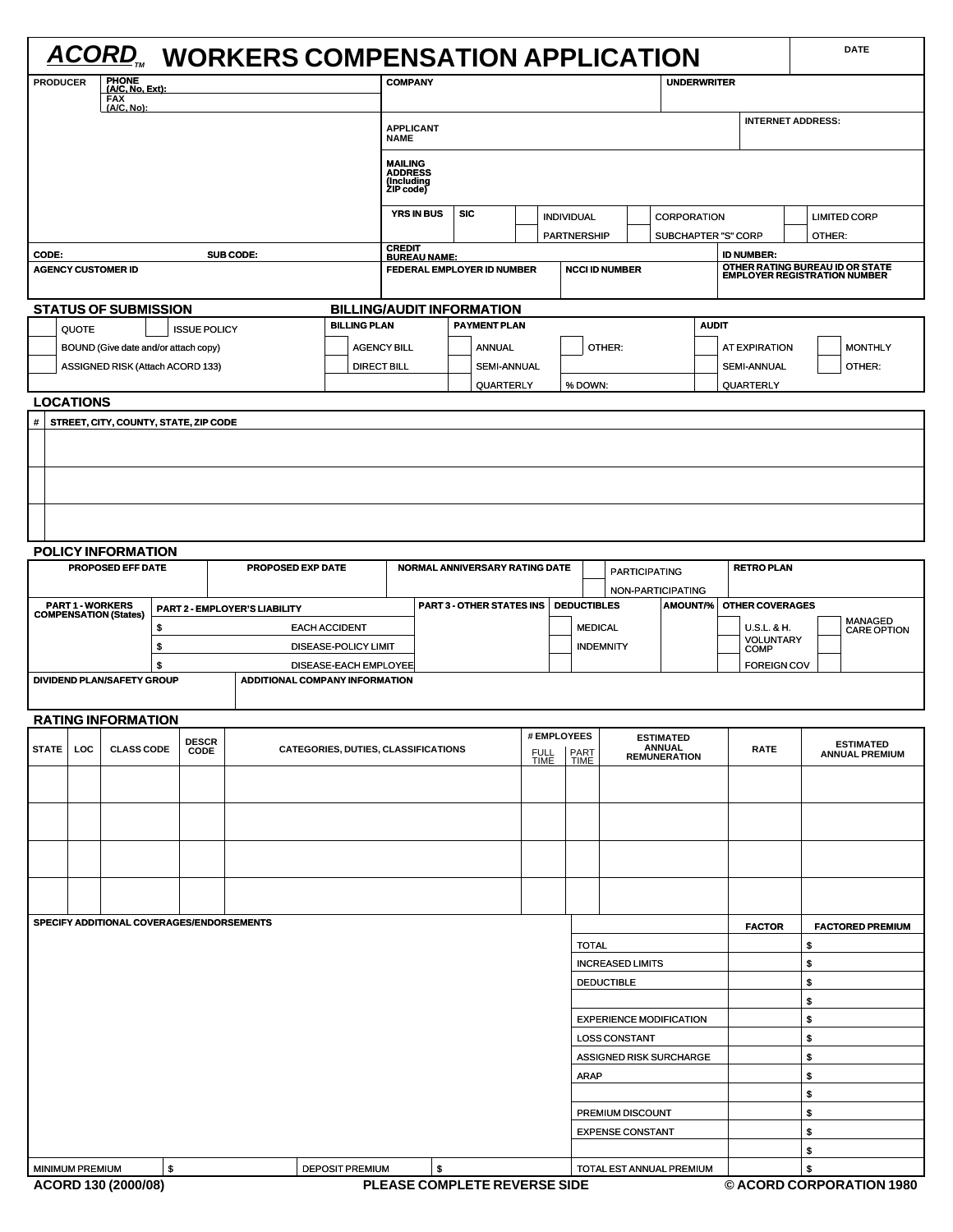# ACORD™ WORKERS COMPENSATION APPLICATION

| | | |
|---|---|---|
| **DATE** | | |

| PRODUCER | PHONE (A/C, No, Ext): FAX (A/C, No): | COMPANY | UNDERWRITER |
|---|---|---|---|
| | | APPLICANT NAME | INTERNET ADDRESS: |
| | | MAILING ADDRESS (Including ZIP code) | |
| | | YRS IN BUS / SIC / INDIVIDUAL / PARTNERSHIP / CORPORATION / SUBCHAPTER "S" CORP / LIMITED CORP / OTHER: | |
| CODE: | SUB CODE: | CREDIT BUREAU NAME: | ID NUMBER: |
| AGENCY CUSTOMER ID | | FEDERAL EMPLOYER ID NUMBER / NCCI ID NUMBER | OTHER RATING BUREAU ID OR STATE EMPLOYER REGISTRATION NUMBER |

## STATUS OF SUBMISSION

- QUOTE
- ISSUE POLICY
- BOUND (Give date and/or attach copy)
- ASSIGNED RISK (Attach ACORD 133)

## BILLING/AUDIT INFORMATION

| BILLING PLAN | PAYMENT PLAN | | AUDIT | |
|---|---|---|---|---|
| AGENCY BILL | ANNUAL | OTHER: | AT EXPIRATION | MONTHLY |
| DIRECT BILL | SEMI-ANNUAL | | SEMI-ANNUAL | OTHER: |
| | QUARTERLY | % DOWN: | QUARTERLY | |

## LOCATIONS

| # | STREET, CITY, COUNTY, STATE, ZIP CODE |
|---|---|
| | |
| | |
| | |

## POLICY INFORMATION

| PROPOSED EFF DATE | PROPOSED EXP DATE | NORMAL ANNIVERSARY RATING DATE | PARTICIPATING / NON-PARTICIPATING | RETRO PLAN |
|---|---|---|---|---|
| | | | | |

| PART 1 - WORKERS COMPENSATION (States) | PART 2 - EMPLOYER'S LIABILITY | PART 3 - OTHER STATES INS | DEDUCTIBLES | AMOUNT/% | OTHER COVERAGES |
|---|---|---|---|---|---|
| | $ EACH ACCIDENT | | MEDICAL | | U.S.L. & H. / MANAGED CARE OPTION |
| | $ DISEASE-POLICY LIMIT | | INDEMNITY | | VOLUNTARY COMP |
| | $ DISEASE-EACH EMPLOYEE | | | | FOREIGN COV |

| DIVIDEND PLAN/SAFETY GROUP | ADDITIONAL COMPANY INFORMATION |
|---|---|
| | |

## RATING INFORMATION

| STATE | LOC | CLASS CODE | DESCR CODE | CATEGORIES, DUTIES, CLASSIFICATIONS | # EMPLOYEES FULL TIME | # EMPLOYEES PART TIME | ESTIMATED ANNUAL REMUNERATION | RATE | ESTIMATED ANNUAL PREMIUM |
|---|---|---|---|---|---|---|---|---|---|
| | | | | | | | | | |
| | | | | | | | | | |
| | | | | | | | | | |
| | | | | | | | | | |

**SPECIFY ADDITIONAL COVERAGES/ENDORSEMENTS**

| | FACTOR | FACTORED PREMIUM |
|---|---|---|
| TOTAL | | $ |
| INCREASED LIMITS | | $ |
| DEDUCTIBLE | | $ |
| | | $ |
| EXPERIENCE MODIFICATION | | $ |
| LOSS CONSTANT | | $ |
| ASSIGNED RISK SURCHARGE | | $ |
| ARAP | | $ |
| | | $ |
| PREMIUM DISCOUNT | | $ |
| EXPENSE CONSTANT | | $ |
| | | $ |
| TOTAL EST ANNUAL PREMIUM | | $ |

MINIMUM PREMIUM $ DEPOSIT PREMIUM $

ACORD 130 (2000/08) PLEASE COMPLETE REVERSE SIDE © ACORD CORPORATION 1980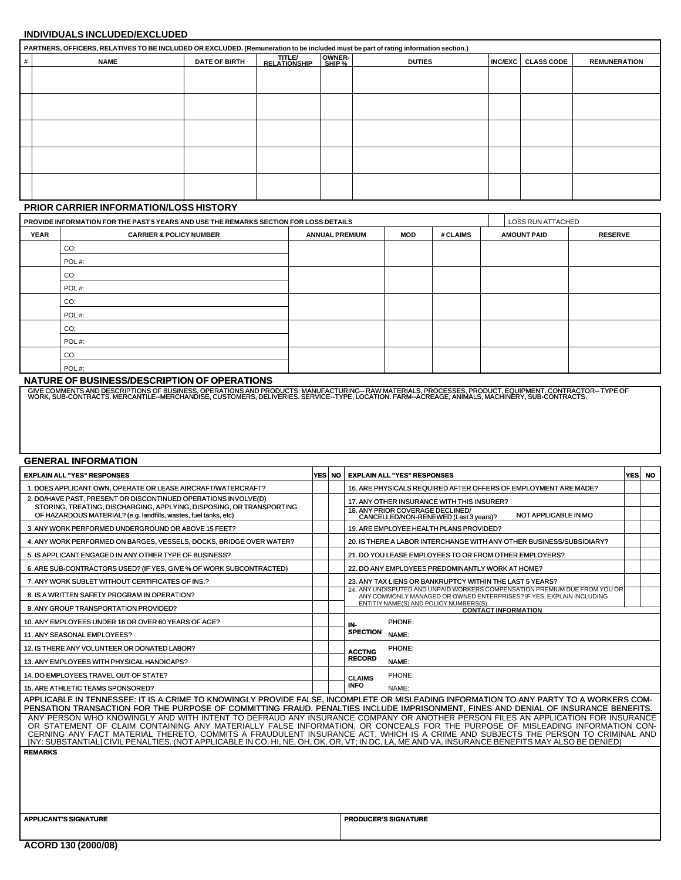## INDIVIDUALS INCLUDED/EXCLUDED

PARTNERS, OFFICERS, RELATIVES TO BE INCLUDED OR EXCLUDED. (Remuneration to be included must be part of rating information section.)

| # | NAME | DATE OF BIRTH | TITLE/ RELATIONSHIP | OWNER-SHIP % | DUTIES | INC/EXC | CLASS CODE | REMUNERATION |
|---|---|---|---|---|---|---|---|---|
| | | | | | | | | |
| | | | | | | | | |
| | | | | | | | | |
| | | | | | | | | |
| | | | | | | | | |

## PRIOR CARRIER INFORMATION/LOSS HISTORY

PROVIDE INFORMATION FOR THE PAST 5 YEARS AND USE THE REMARKS SECTION FOR LOSS DETAILS ☐ LOSS RUN ATTACHED

| YEAR | CARRIER & POLICY NUMBER | ANNUAL PREMIUM | MOD | # CLAIMS | AMOUNT PAID | RESERVE |
|---|---|---|---|---|---|---|
| | CO: POL #: | | | | | |
| | CO: POL #: | | | | | |
| | CO: POL #: | | | | | |
| | CO: POL #: | | | | | |
| | CO: POL #: | | | | | |

## NATURE OF BUSINESS/DESCRIPTION OF OPERATIONS

GIVE COMMENTS AND DESCRIPTIONS OF BUSINESS, OPERATIONS AND PRODUCTS: MANUFACTURING-- RAW MATERIALS, PROCESSES, PRODUCT, EQUIPMENT. CONTRACTOR-- TYPE OF WORK, SUB-CONTRACTS. MERCANTILE--MERCHANDISE, CUSTOMERS, DELIVERIES. SERVICE--TYPE, LOCATION. FARM--ACREAGE, ANIMALS, MACHINERY, SUB-CONTRACTS.

## GENERAL INFORMATION

| EXPLAIN ALL "YES" RESPONSES | YES | NO | EXPLAIN ALL "YES" RESPONSES | YES | NO |
|---|---|---|---|---|---|
| 1. DOES APPLICANT OWN, OPERATE OR LEASE AIRCRAFT/WATERCRAFT? | | | 16. ARE PHYSICALS REQUIRED AFTER OFFERS OF EMPLOYMENT ARE MADE? | | |
| 2. DO/HAVE PAST, PRESENT OR DISCONTINUED OPERATIONS INVOLVE(D) STORING, TREATING, DISCHARGING, APPLYING, DISPOSING, OR TRANSPORTING OF HAZARDOUS MATERIAL? (e.g. landfills, wastes, fuel tanks, etc) | | | 17. ANY OTHER INSURANCE WITH THIS INSURER? | | |
| | | | 18. ANY PRIOR COVERAGE DECLINED/ CANCELLED/NON-RENEWED (Last 3 years)? NOT APPLICABLE IN MO | | |
| 3. ANY WORK PERFORMED UNDERGROUND OR ABOVE 15 FEET? | | | 19. ARE EMPLOYEE HEALTH PLANS PROVIDED? | | |
| 4. ANY WORK PERFORMED ON BARGES, VESSELS, DOCKS, BRIDGE OVER WATER? | | | 20. IS THERE A LABOR INTERCHANGE WITH ANY OTHER BUSINESS/SUBSIDIARY? | | |
| 5. IS APPLICANT ENGAGED IN ANY OTHER TYPE OF BUSINESS? | | | 21. DO YOU LEASE EMPLOYEES TO OR FROM OTHER EMPLOYERS? | | |
| 6. ARE SUB-CONTRACTORS USED? (IF YES, GIVE % OF WORK SUBCONTRACTED) | | | 22. DO ANY EMPLOYEES PREDOMINANTLY WORK AT HOME? | | |
| 7. ANY WORK SUBLET WITHOUT CERTIFICATES OF INS.? | | | 23. ANY TAX LIENS OR BANKRUPTCY WITHIN THE LAST 5 YEARS? | | |
| 8. IS A WRITTEN SAFETY PROGRAM IN OPERATION? | | | 24. ANY UNDISPUTED AND UNPAID WORKERS COMPENSATION PREMIUM DUE FROM YOU OR ANY COMMONLY MANAGED OR OWNED ENTERPRISES? IF YES, EXPLAIN INCLUDING ENTITIY NAME(S) AND POLICY NUMBERS(S). | | |
| 9. ANY GROUP TRANSPORTATION PROVIDED? | | | **CONTACT INFORMATION** | | |
| 10. ANY EMPLOYEES UNDER 16 OR OVER 60 YEARS OF AGE? | | | **INSPECTION** PHONE: | | |
| 11. ANY SEASONAL EMPLOYEES? | | | NAME: | | |
| 12. IS THERE ANY VOLUNTEER OR DONATED LABOR? | | | **ACCTNG RECORD** PHONE: | | |
| 13. ANY EMPLOYEES WITH PHYSICAL HANDICAPS? | | | NAME: | | |
| 14. DO EMPLOYEES TRAVEL OUT OF STATE? | | | **CLAIMS INFO** PHONE: | | |
| 15. ARE ATHLETIC TEAMS SPONSORED? | | | NAME: | | |

APPLICABLE IN TENNESSEE: IT IS A CRIME TO KNOWINGLY PROVIDE FALSE, INCOMPLETE OR MISLEADING INFORMATION TO ANY PARTY TO A WORKERS COMPENSATION TRANSACTION FOR THE PURPOSE OF COMMITTING FRAUD. PENALTIES INCLUDE IMPRISONMENT, FINES AND DENIAL OF INSURANCE BENEFITS.

ANY PERSON WHO KNOWINGLY AND WITH INTENT TO DEFRAUD ANY INSURANCE COMPANY OR ANOTHER PERSON FILES AN APPLICATION FOR INSURANCE OR STATEMENT OF CLAIM CONTAINING ANY MATERIALLY FALSE INFORMATION, OR CONCEALS FOR THE PURPOSE OF MISLEADING INFORMATION CONCERNING ANY FACT MATERIAL THERETO, COMMITS A FRAUDULENT INSURANCE ACT, WHICH IS A CRIME AND SUBJECTS THE PERSON TO CRIMINAL AND [NY: SUBSTANTIAL] CIVIL PENALTIES. (NOT APPLICABLE IN CO, HI, NE, OH, OK, OR, VT; IN DC, LA, ME AND VA, INSURANCE BENEFITS MAY ALSO BE DENIED)

**REMARKS**

| APPLICANT'S SIGNATURE | PRODUCER'S SIGNATURE |
|---|---|
| | |

**ACORD 130 (2000/08)**